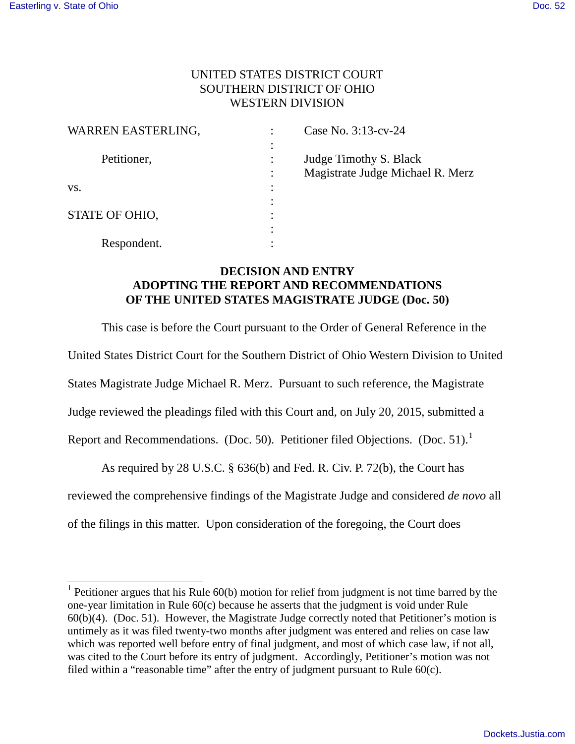UNITED STATES DISTRICT COURT
SOUTHERN DISTRICT OF OHIO
WESTERN DIVISION

| | | |
|---|---|---|
| WARREN EASTERLING, | : | Case No. 3:13-cv-24 |
| | : | |
| Petitioner, | : | Judge Timothy S. Black |
| | : | Magistrate Judge Michael R. Merz |
| vs. | : | |
| | : | |
| STATE OF OHIO, | : | |
| | : | |
| Respondent. | : | |

**DECISION AND ENTRY**
**ADOPTING THE REPORT AND RECOMMENDATIONS**
**OF THE UNITED STATES MAGISTRATE JUDGE (Doc. 50)**

This case is before the Court pursuant to the Order of General Reference in the United States District Court for the Southern District of Ohio Western Division to United States Magistrate Judge Michael R. Merz. Pursuant to such reference, the Magistrate Judge reviewed the pleadings filed with this Court and, on July 20, 2015, submitted a Report and Recommendations. (Doc. 50). Petitioner filed Objections. (Doc. 51).[1]

As required by 28 U.S.C. § 636(b) and Fed. R. Civ. P. 72(b), the Court has reviewed the comprehensive findings of the Magistrate Judge and considered *de novo* all of the filings in this matter. Upon consideration of the foregoing, the Court does

---

[1] Petitioner argues that his Rule 60(b) motion for relief from judgment is not time barred by the one-year limitation in Rule 60(c) because he asserts that the judgment is void under Rule 60(b)(4). (Doc. 51). However, the Magistrate Judge correctly noted that Petitioner's motion is untimely as it was filed twenty-two months after judgment was entered and relies on case law which was reported well before entry of final judgment, and most of which case law, if not all, was cited to the Court before its entry of judgment. Accordingly, Petitioner's motion was not filed within a "reasonable time" after the entry of judgment pursuant to Rule 60(c).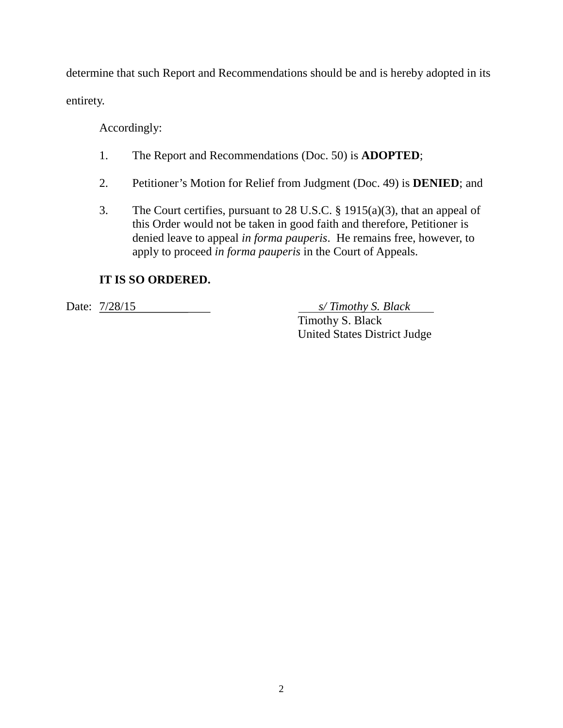determine that such Report and Recommendations should be and is hereby adopted in its entirety.

Accordingly:

1. The Report and Recommendations (Doc. 50) is **ADOPTED**;
2. Petitioner's Motion for Relief from Judgment (Doc. 49) is **DENIED**; and
3. The Court certifies, pursuant to 28 U.S.C. § 1915(a)(3), that an appeal of this Order would not be taken in good faith and therefore, Petitioner is denied leave to appeal *in forma pauperis*. He remains free, however, to apply to proceed *in forma pauperis* in the Court of Appeals.

**IT IS SO ORDERED.**

Date: 7/28/15

*s/ Timothy S. Black*
Timothy S. Black
United States District Judge